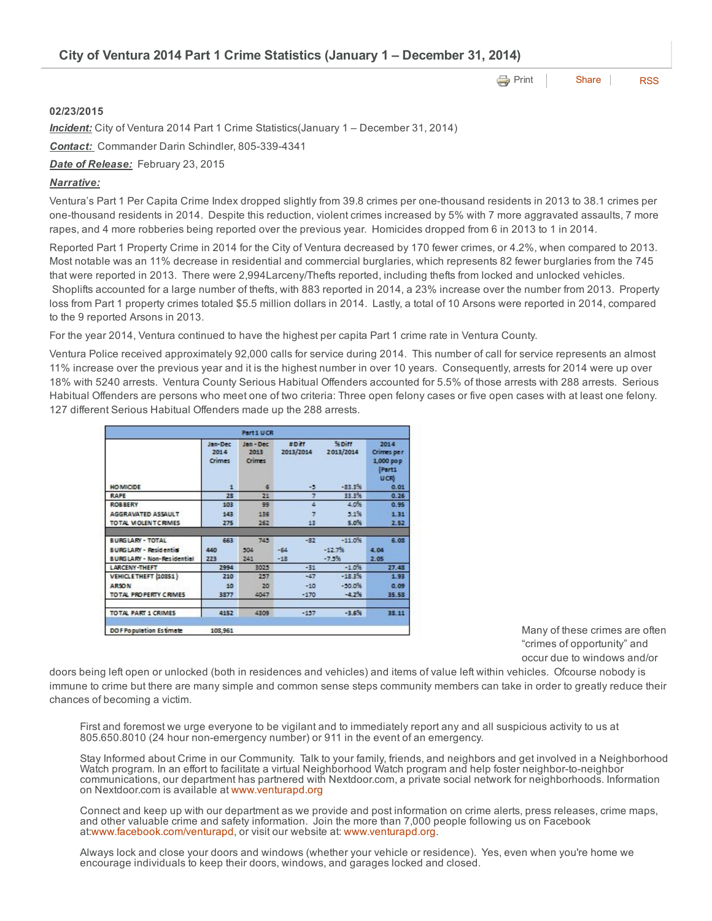## City of Ventura 2014 Part 1 Crime Statistics (January 1 – December 31, 2014)

Print | Share | RSS

**02/23/2015**

***Incident:*** City of Ventura 2014 Part 1 Crime Statistics(January 1 – December 31, 2014)

***Contact:*** Commander Darin Schindler, 805-339-4341

***Date of Release:*** February 23, 2015

***Narrative:***

Ventura's Part 1 Per Capita Crime Index dropped slightly from 39.8 crimes per one-thousand residents in 2013 to 38.1 crimes per one-thousand residents in 2014. Despite this reduction, violent crimes increased by 5% with 7 more aggravated assaults, 7 more rapes, and 4 more robberies being reported over the previous year. Homicides dropped from 6 in 2013 to 1 in 2014.

Reported Part 1 Property Crime in 2014 for the City of Ventura decreased by 170 fewer crimes, or 4.2%, when compared to 2013. Most notable was an 11% decrease in residential and commercial burglaries, which represents 82 fewer burglaries from the 745 that were reported in 2013. There were 2,994Larceny/Thefts reported, including thefts from locked and unlocked vehicles. Shoplifts accounted for a large number of thefts, with 883 reported in 2014, a 23% increase over the number from 2013. Property loss from Part 1 property crimes totaled $5.5 million dollars in 2014. Lastly, a total of 10 Arsons were reported in 2014, compared to the 9 reported Arsons in 2013.

For the year 2014, Ventura continued to have the highest per capita Part 1 crime rate in Ventura County.

Ventura Police received approximately 92,000 calls for service during 2014. This number of call for service represents an almost 11% increase over the previous year and it is the highest number in over 10 years. Consequently, arrests for 2014 were up over 18% with 5240 arrests. Ventura County Serious Habitual Offenders accounted for 5.5% of those arrests with 288 arrests. Serious Habitual Offenders are persons who meet one of two criteria: Three open felony cases or five open cases with at least one felony. 127 different Serious Habitual Offenders made up the 288 arrests.

| Part 1 UCR | Jan-Dec 2014 Crimes | Jan-Dec 2013 Crimes | # Diff 2013/2014 | % Diff 2013/2014 | 2014 Crimes per 1,000 pop (Part 1 UCR) |
|---|---|---|---|---|---|
| HOMICIDE | 1 | 6 | -5 | -83.3% | 0.01 |
| RAPE | 28 | 21 | 7 | 33.3% | 0.26 |
| ROBBERY | 103 | 99 | 4 | 4.0% | 0.95 |
| AGGRAVATED ASSAULT | 143 | 136 | 7 | 5.1% | 1.31 |
| TOTAL VIOLENT CRIMES | 275 | 262 | 13 | 5.0% | 2.52 |
| | | | | | |
| BURGLARY - TOTAL | 663 | 745 | -82 | -11.0% | 6.08 |
| BURGLARY - Residential | 440 | 504 | -64 | -12.7% | 4.04 |
| BURGLARY - Non-Residential | 223 | 241 | -18 | -7.5% | 2.05 |
| LARCENY-THEFT | 2994 | 3025 | -31 | -1.0% | 27.48 |
| VEHICLE THEFT (10851) | 210 | 257 | -47 | -18.3% | 1.93 |
| ARSON | 10 | 20 | -10 | -50.0% | 0.09 |
| TOTAL PROPERTY CRIMES | 3877 | 4047 | -170 | -4.2% | 35.58 |
| | | | | | |
| TOTAL PART 1 CRIMES | 4152 | 4309 | -157 | -3.6% | 38.11 |
| DOF Population Estimate | 108,961 | | | | |

Many of these crimes are often "crimes of opportunity" and occur due to windows and/or doors being left open or unlocked (both in residences and vehicles) and items of value left within vehicles. Ofcourse nobody is immune to crime but there are many simple and common sense steps community members can take in order to greatly reduce their chances of becoming a victim.

First and foremost we urge everyone to be vigilant and to immediately report any and all suspicious activity to us at 805.650.8010 (24 hour non-emergency number) or 911 in the event of an emergency.

Stay Informed about Crime in our Community. Talk to your family, friends, and neighbors and get involved in a Neighborhood Watch program. In an effort to facilitate a virtual Neighborhood Watch program and help foster neighbor-to-neighbor communications, our department has partnered with Nextdoor.com, a private social network for neighborhoods. Information on Nextdoor.com is available at www.venturapd.org

Connect and keep up with our department as we provide and post information on crime alerts, press releases, crime maps, and other valuable crime and safety information. Join the more than 7,000 people following us on Facebook at:www.facebook.com/venturapd, or visit our website at: www.venturapd.org.

Always lock and close your doors and windows (whether your vehicle or residence). Yes, even when you're home we encourage individuals to keep their doors, windows, and garages locked and closed.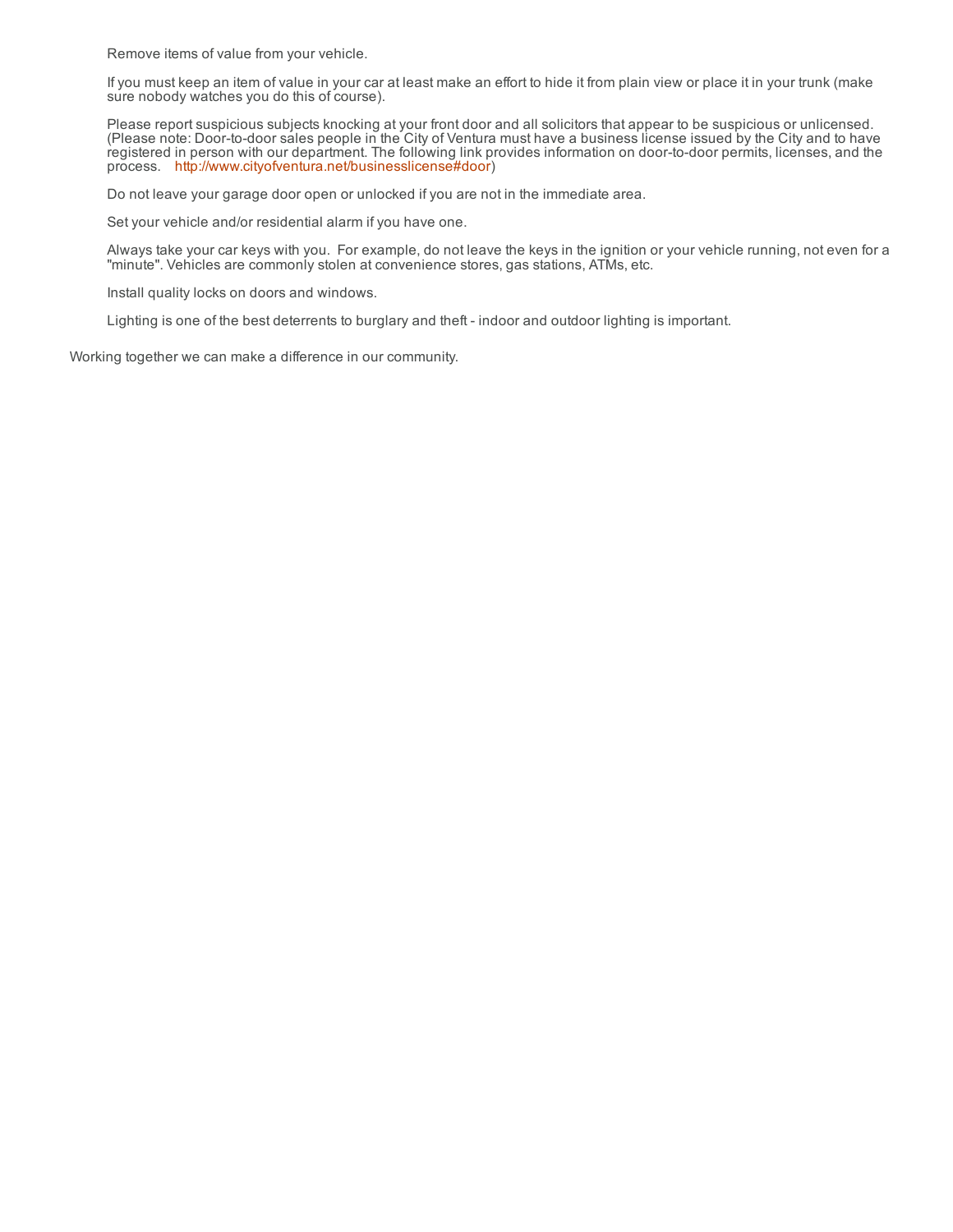- Remove items of value from your vehicle.

- If you must keep an item of value in your car at least make an effort to hide it from plain view or place it in your trunk (make sure nobody watches you do this of course).

- Please report suspicious subjects knocking at your front door and all solicitors that appear to be suspicious or unlicensed. (Please note: Door-to-door sales people in the City of Ventura must have a business license issued by the City and to have registered in person with our department. The following link provides information on door-to-door permits, licenses, and the process. http://www.cityofventura.net/businesslicense#door)

- Do not leave your garage door open or unlocked if you are not in the immediate area.

- Set your vehicle and/or residential alarm if you have one.

- Always take your car keys with you. For example, do not leave the keys in the ignition or your vehicle running, not even for a "minute". Vehicles are commonly stolen at convenience stores, gas stations, ATMs, etc.

- Install quality locks on doors and windows.

- Lighting is one of the best deterrents to burglary and theft - indoor and outdoor lighting is important.

Working together we can make a difference in our community.